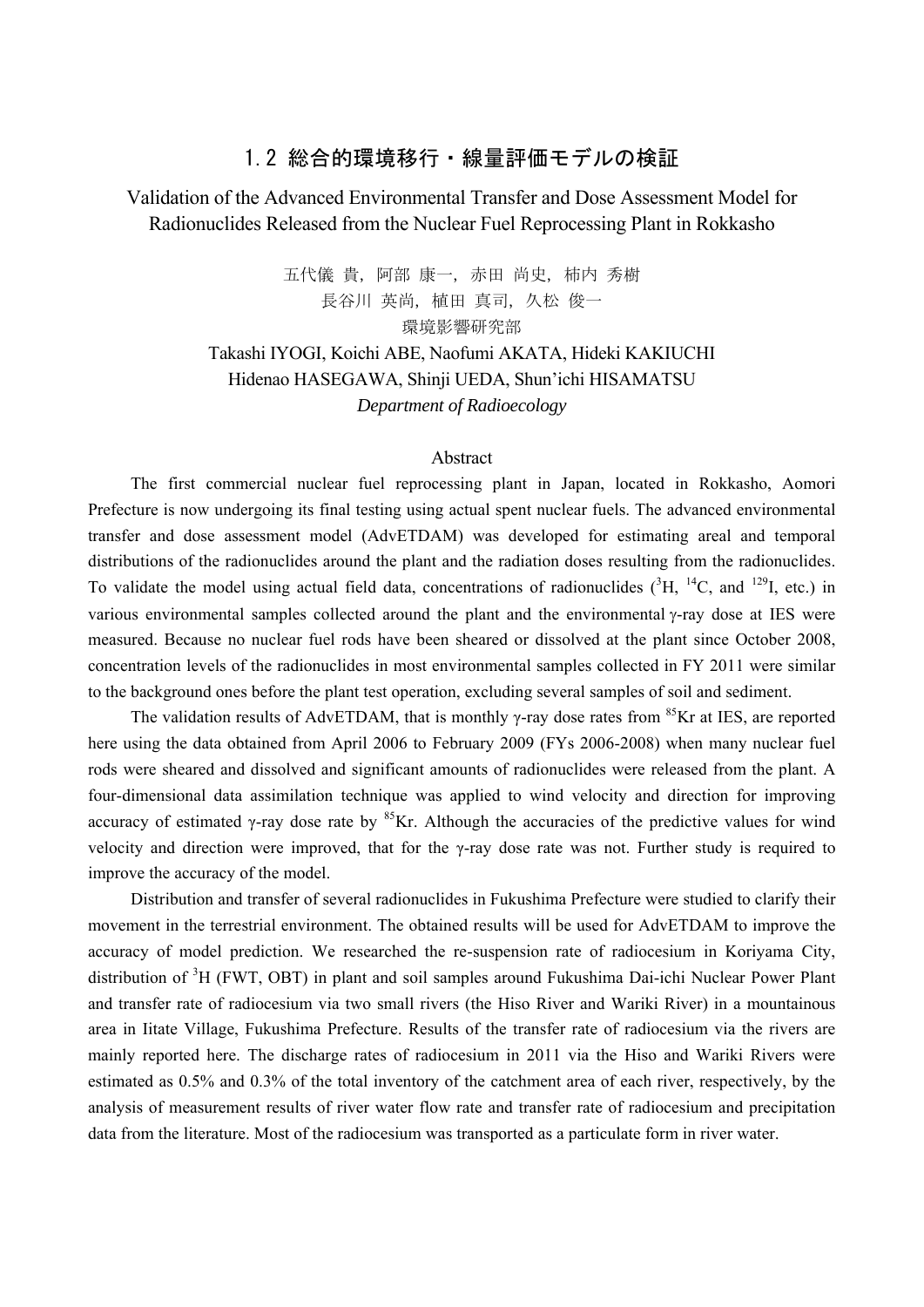# 1.2 総合的環境移行・線量評価モデルの検証

## Validation of the Advanced Environmental Transfer and Dose Assessment Model for Radionuclides Released from the Nuclear Fuel Reprocessing Plant in Rokkasho

五代儀 貴，阿部 康一，赤田 尚史，柿内 秀樹
長谷川 英尚，植田 真司，久松 俊一
環境影響研究部

Takashi IYOGI, Koichi ABE, Naofumi AKATA, Hideki KAKIUCHI
Hidenao HASEGAWA, Shinji UEDA, Shun'ichi HISAMATSU
*Department of Radioecology*

### Abstract

The first commercial nuclear fuel reprocessing plant in Japan, located in Rokkasho, Aomori Prefecture is now undergoing its final testing using actual spent nuclear fuels. The advanced environmental transfer and dose assessment model (AdvETDAM) was developed for estimating areal and temporal distributions of the radionuclides around the plant and the radiation doses resulting from the radionuclides. To validate the model using actual field data, concentrations of radionuclides ($^{3}$H, $^{14}$C, and $^{129}$I, etc.) in various environmental samples collected around the plant and the environmental γ-ray dose at IES were measured. Because no nuclear fuel rods have been sheared or dissolved at the plant since October 2008, concentration levels of the radionuclides in most environmental samples collected in FY 2011 were similar to the background ones before the plant test operation, excluding several samples of soil and sediment.

The validation results of AdvETDAM, that is monthly γ-ray dose rates from $^{85}$Kr at IES, are reported here using the data obtained from April 2006 to February 2009 (FYs 2006-2008) when many nuclear fuel rods were sheared and dissolved and significant amounts of radionuclides were released from the plant. A four-dimensional data assimilation technique was applied to wind velocity and direction for improving accuracy of estimated γ-ray dose rate by $^{85}$Kr. Although the accuracies of the predictive values for wind velocity and direction were improved, that for the γ-ray dose rate was not. Further study is required to improve the accuracy of the model.

Distribution and transfer of several radionuclides in Fukushima Prefecture were studied to clarify their movement in the terrestrial environment. The obtained results will be used for AdvETDAM to improve the accuracy of model prediction. We researched the re-suspension rate of radiocesium in Koriyama City, distribution of $^{3}$H (FWT, OBT) in plant and soil samples around Fukushima Dai-ichi Nuclear Power Plant and transfer rate of radiocesium via two small rivers (the Hiso River and Wariki River) in a mountainous area in Iitate Village, Fukushima Prefecture. Results of the transfer rate of radiocesium via the rivers are mainly reported here. The discharge rates of radiocesium in 2011 via the Hiso and Wariki Rivers were estimated as 0.5% and 0.3% of the total inventory of the catchment area of each river, respectively, by the analysis of measurement results of river water flow rate and transfer rate of radiocesium and precipitation data from the literature. Most of the radiocesium was transported as a particulate form in river water.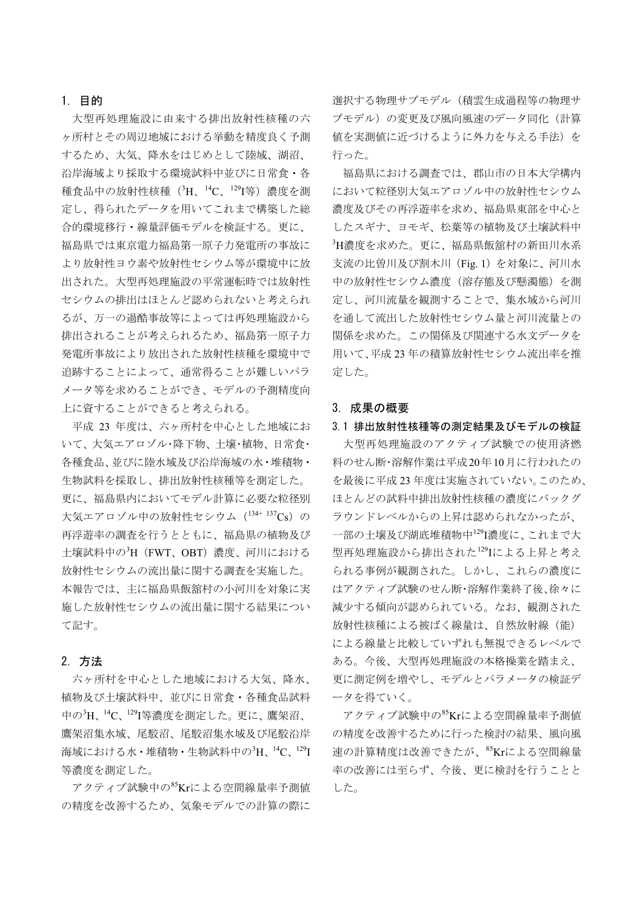## 1. 目的

大型再処理施設に由来する排出放射性核種の六ヶ所村とその周辺地域における挙動を精度良く予測するため、大気、降水をはじめとして陸域、湖沼、沿岸海域より採取する環境試料中並びに日常食・各種食品中の放射性核種（$^{3}$H、$^{14}$C、$^{129}$I等）濃度を測定し、得られたデータを用いてこれまで構築した総合的環境移行・線量評価モデルを検証する。更に、福島県では東京電力福島第一原子力発電所の事故により放射性ヨウ素や放射性セシウム等が環境中に放出された。大型再処理施設の平常運転時では放射性セシウムの排出はほとんど認められないと考えられるが、万一の過酷事故等によっては再処理施設から排出されることが考えられるため、福島第一原子力発電所事故により放出された放射性核種を環境中で追跡することによって、通常得ることが難しいパラメータ等を求めることができ、モデルの予測精度向上に資することができると考えられる。

平成 23 年度は、六ヶ所村を中心とした地域において、大気エアロゾル･降下物、土壌･植物、日常食･各種食品、並びに陸水域及び沿岸海域の水･堆積物･生物試料を採取し、排出放射性核種等を測定した。更に、福島県内においてモデル計算に必要な粒径別大気エアロゾル中の放射性セシウム（$^{134+137}$Cs）の再浮遊率の調査を行うとともに、福島県の植物及び土壌試料中の$^{3}$H（FWT、OBT）濃度、河川における放射性セシウムの流出量に関する調査を実施した。本報告では、主に福島県飯舘村の小河川を対象に実施した放射性セシウムの流出量に関する結果について記す。

## 2. 方法

六ヶ所村を中心とした地域における大気、降水、植物及び土壌試料中、並びに日常食・各種食品試料中の$^{3}$H、$^{14}$C、$^{129}$I等濃度を測定した。更に、鷹架沼、鷹架沼集水域、尾駮沼、尾駮沼集水域及び尾駮沿岸海域における水・堆積物・生物試料中の$^{3}$H、$^{14}$C、$^{129}$I等濃度を測定した。

アクティブ試験中の$^{85}$Krによる空間線量率予測値の精度を改善するため、気象モデルでの計算の際に選択する物理サブモデル（積雲生成過程等の物理サブモデル）の変更及び風向風速のデータ同化（計算値を実測値に近づけるように外力を与える手法）を行った。

福島県における調査では、郡山市の日本大学構内において粒径別大気エアロゾル中の放射性セシウム濃度及びその再浮遊率を求め、福島県東部を中心としたスギナ、ヨモギ、松葉等の植物及び土壌試料中$^{3}$H濃度を求めた。更に、福島県飯舘村の新田川水系支流の比曽川及び割木川（Fig. 1）を対象に、河川水中の放射性セシウム濃度（溶存態及び懸濁態）を測定し、河川流量を観測することで、集水域から河川を通して流出した放射性セシウム量と河川流量との関係を求めた。この関係及び関連する水文データを用いて、平成 23 年の積算放射性セシウム流出率を推定した。

## 3. 成果の概要

### 3.1 排出放射性核種等の測定結果及びモデルの検証

大型再処理施設のアクティブ試験での使用済燃料のせん断･溶解作業は平成20年10月に行われたのを最後に平成 23 年度は実施されていない。このため、ほとんどの試料中排出放射性核種の濃度にバックグラウンドレベルからの上昇は認められなかったが、一部の土壌及び湖底堆積物中$^{129}$I濃度に、これまで大型再処理施設から排出された$^{129}$Iによる上昇と考えられる事例が観測された。しかし、これらの濃度にはアクティブ試験のせん断･溶解作業終了後、徐々に減少する傾向が認められている。なお、観測された放射性核種による被ばく線量は、自然放射線（能）による線量と比較していずれも無視できるレベルである。今後、大型再処理施設の本格操業を踏まえ、更に測定例を増やし、モデルとパラメータの検証データを得ていく。

アクティブ試験中の$^{85}$Krによる空間線量率予測値の精度を改善するために行った検討の結果、風向風速の計算精度は改善できたが、$^{85}$Krによる空間線量率の改善には至らず、今後、更に検討を行うこととした。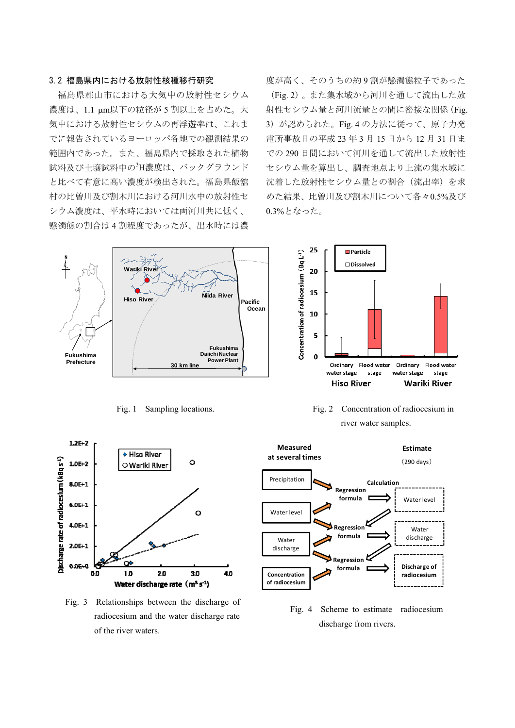### 3.2 福島県内における放射性核種移行研究

福島県郡山市における大気中の放射性セシウム濃度は、1.1 µm以下の粒径が5割以上を占めた。大気中における放射性セシウムの再浮遊率は、これまでに報告されているヨーロッパ各地での観測結果の範囲内であった。また、福島県内で採取された植物試料及び土壌試料中の$^{3}$H濃度は、バックグラウンドと比べて有意に高い濃度が検出された。福島県飯舘村の比曽川及び割木川における河川水中の放射性セシウム濃度は、平水時においては両河川共に低く、懸濁態の割合は4割程度であったが、出水時には濃度が高く、そのうちの約9割が懸濁態粒子であった（Fig. 2）。また集水域から河川を通して流出した放射性セシウム量と河川流量との間に密接な関係（Fig. 3）が認められた。Fig. 4の方法に従って、原子力発電所事故日の平成23年3月15日から12月31日までの290日間において河川を通して流出した放射性セシウム量を算出し、調査地点より上流の集水域に沈着した放射性セシウム量との割合（流出率）を求めた結果、比曽川及び割木川について各々0.5%及び0.3%となった。

N
Fukushima Prefecture
Wariki River
Hiso River
Niida River
Pacific Ocean
Fukushima Daiichi Nuclear Power Plant
30 km line

Fig. 1 Sampling locations.

Concentration of radiocesium (Bq L⁻¹)
0
5
10
15
20
25
Particle
Dissolved
Ordinary water stage
Flood water stage
Ordinary water stage
Flood water stage
Hiso River
Wariki River

Fig. 2 Concentration of radiocesium in river water samples.

Discharge rate of radiocesium (kBq s⁻¹)
0.0E+0
2.0E+1
4.0E+1
6.0E+1
8.0E+1
1.0E+2
1.2E+2
Hiso River
Wariki River
0.0
1.0
2.0
3.0
4.0
Water discharge rate (m³ s⁻¹)

Fig. 3 Relationships between the discharge of radiocesium and the water discharge rate of the river waters.

Measured at several times
Estimate (290 days)
Precipitation
Water level
Water discharge
Concentration of radiocesium
Regression formula
Regression formula
Regression formula
Calculation
Water level
Water discharge
Discharge of radiocesium

Fig. 4 Scheme to estimate radiocesium discharge from rivers.